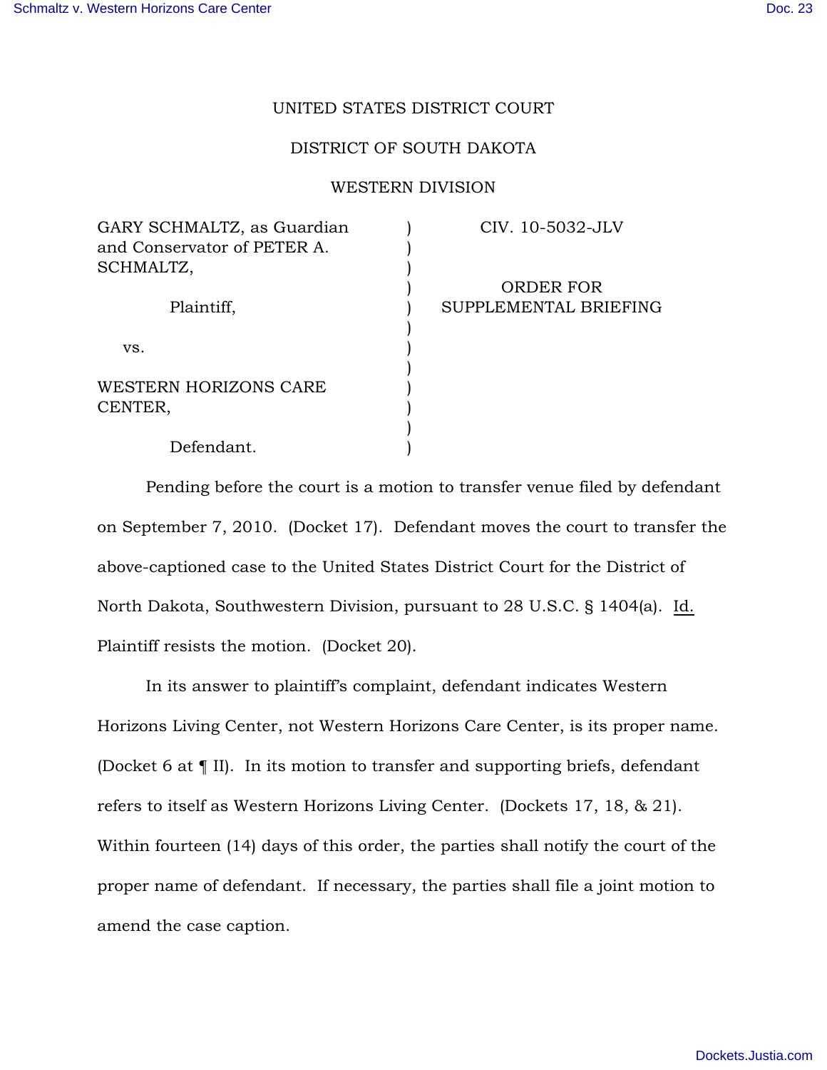UNITED STATES DISTRICT COURT

DISTRICT OF SOUTH DAKOTA

WESTERN DIVISION

| | | |
|---|---|---|
| GARY SCHMALTZ, as Guardian and Conservator of PETER A. SCHMALTZ,<br><br>Plaintiff,<br><br>vs.<br><br>WESTERN HORIZONS CARE CENTER,<br><br>Defendant. | ) | CIV. 10-5032-JLV<br><br>ORDER FOR SUPPLEMENTAL BRIEFING |

Pending before the court is a motion to transfer venue filed by defendant on September 7, 2010. (Docket 17). Defendant moves the court to transfer the above-captioned case to the United States District Court for the District of North Dakota, Southwestern Division, pursuant to 28 U.S.C. § 1404(a). Id. Plaintiff resists the motion. (Docket 20).

In its answer to plaintiff's complaint, defendant indicates Western Horizons Living Center, not Western Horizons Care Center, is its proper name. (Docket 6 at ¶ II). In its motion to transfer and supporting briefs, defendant refers to itself as Western Horizons Living Center. (Dockets 17, 18, & 21). Within fourteen (14) days of this order, the parties shall notify the court of the proper name of defendant. If necessary, the parties shall file a joint motion to amend the case caption.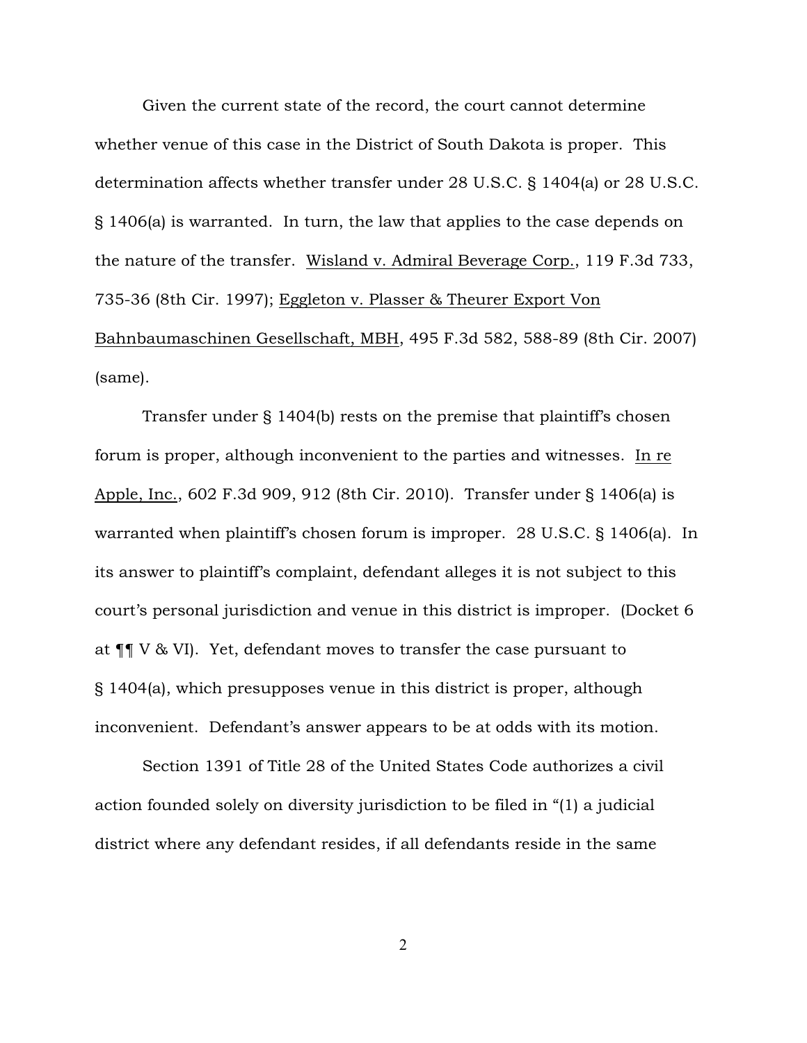Given the current state of the record, the court cannot determine whether venue of this case in the District of South Dakota is proper. This determination affects whether transfer under 28 U.S.C. § 1404(a) or 28 U.S.C. § 1406(a) is warranted. In turn, the law that applies to the case depends on the nature of the transfer. Wisland v. Admiral Beverage Corp., 119 F.3d 733, 735-36 (8th Cir. 1997); Eggleton v. Plasser & Theurer Export Von Bahnbaumaschinen Gesellschaft, MBH, 495 F.3d 582, 588-89 (8th Cir. 2007) (same).

Transfer under § 1404(b) rests on the premise that plaintiff's chosen forum is proper, although inconvenient to the parties and witnesses. In re Apple, Inc., 602 F.3d 909, 912 (8th Cir. 2010). Transfer under § 1406(a) is warranted when plaintiff's chosen forum is improper. 28 U.S.C. § 1406(a). In its answer to plaintiff's complaint, defendant alleges it is not subject to this court's personal jurisdiction and venue in this district is improper. (Docket 6 at ¶¶ V & VI). Yet, defendant moves to transfer the case pursuant to § 1404(a), which presupposes venue in this district is proper, although inconvenient. Defendant's answer appears to be at odds with its motion.

Section 1391 of Title 28 of the United States Code authorizes a civil action founded solely on diversity jurisdiction to be filed in "(1) a judicial district where any defendant resides, if all defendants reside in the same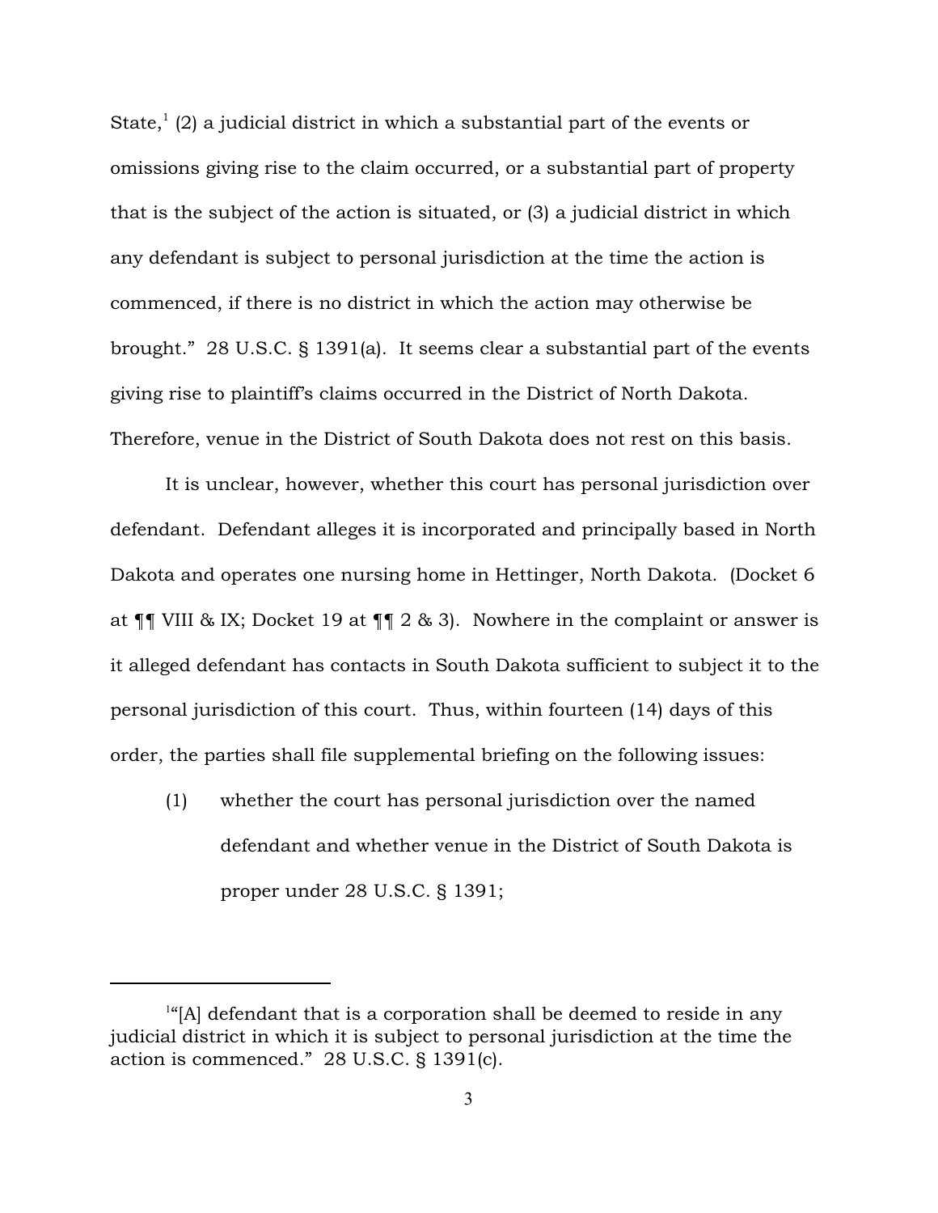State,[1] (2) a judicial district in which a substantial part of the events or omissions giving rise to the claim occurred, or a substantial part of property that is the subject of the action is situated, or (3) a judicial district in which any defendant is subject to personal jurisdiction at the time the action is commenced, if there is no district in which the action may otherwise be brought." 28 U.S.C. § 1391(a). It seems clear a substantial part of the events giving rise to plaintiff's claims occurred in the District of North Dakota. Therefore, venue in the District of South Dakota does not rest on this basis.

It is unclear, however, whether this court has personal jurisdiction over defendant. Defendant alleges it is incorporated and principally based in North Dakota and operates one nursing home in Hettinger, North Dakota. (Docket 6 at ¶¶ VIII & IX; Docket 19 at ¶¶ 2 & 3). Nowhere in the complaint or answer is it alleged defendant has contacts in South Dakota sufficient to subject it to the personal jurisdiction of this court. Thus, within fourteen (14) days of this order, the parties shall file supplemental briefing on the following issues:

(1) whether the court has personal jurisdiction over the named defendant and whether venue in the District of South Dakota is proper under 28 U.S.C. § 1391;

---

[1] "[A] defendant that is a corporation shall be deemed to reside in any judicial district in which it is subject to personal jurisdiction at the time the action is commenced." 28 U.S.C. § 1391(c).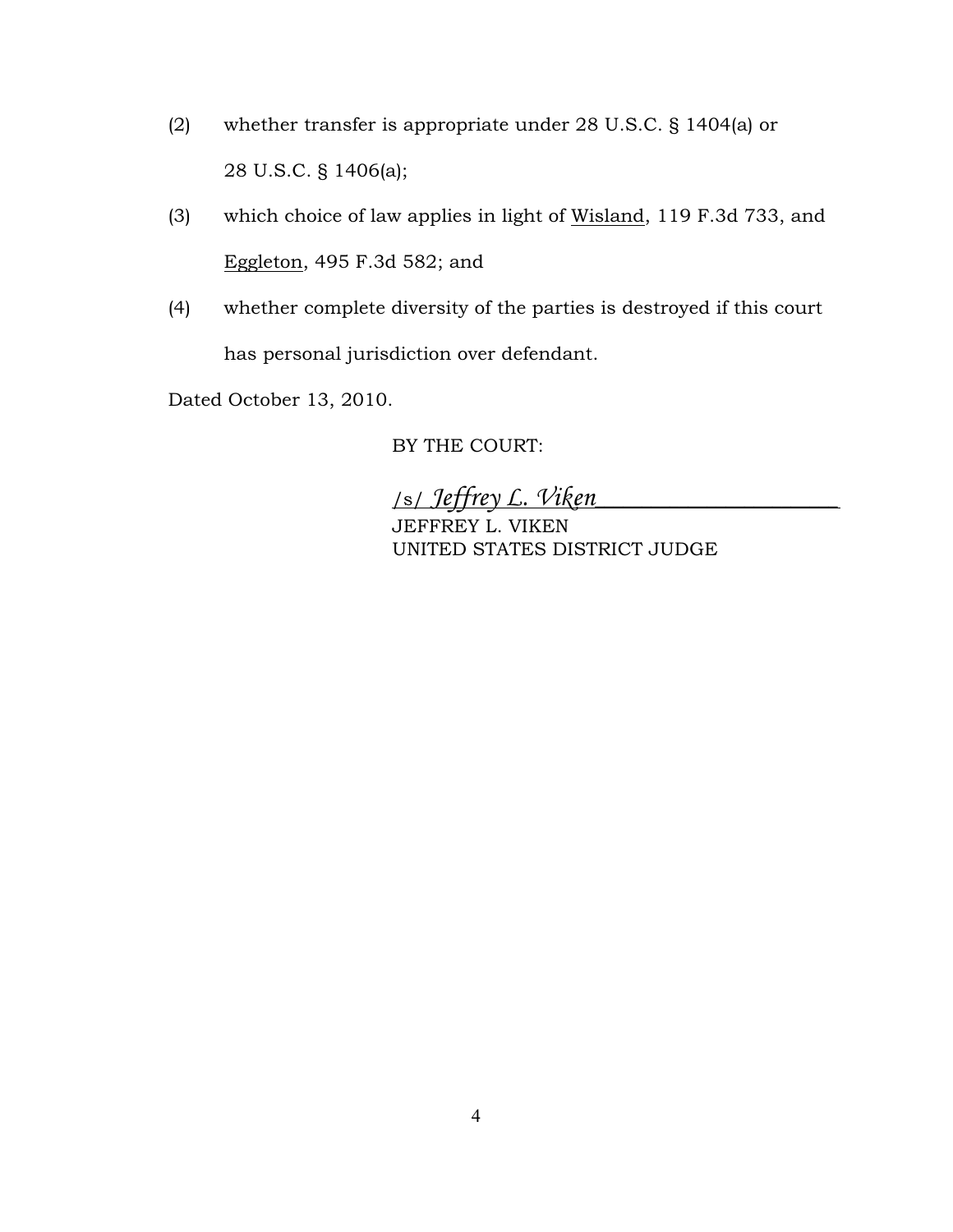(2) whether transfer is appropriate under 28 U.S.C. § 1404(a) or 28 U.S.C. § 1406(a);

(3) which choice of law applies in light of Wisland, 119 F.3d 733, and Eggleton, 495 F.3d 582; and

(4) whether complete diversity of the parties is destroyed if this court has personal jurisdiction over defendant.

Dated October 13, 2010.

BY THE COURT:

/s/ *Jeffrey L. Viken*

JEFFREY L. VIKEN
UNITED STATES DISTRICT JUDGE